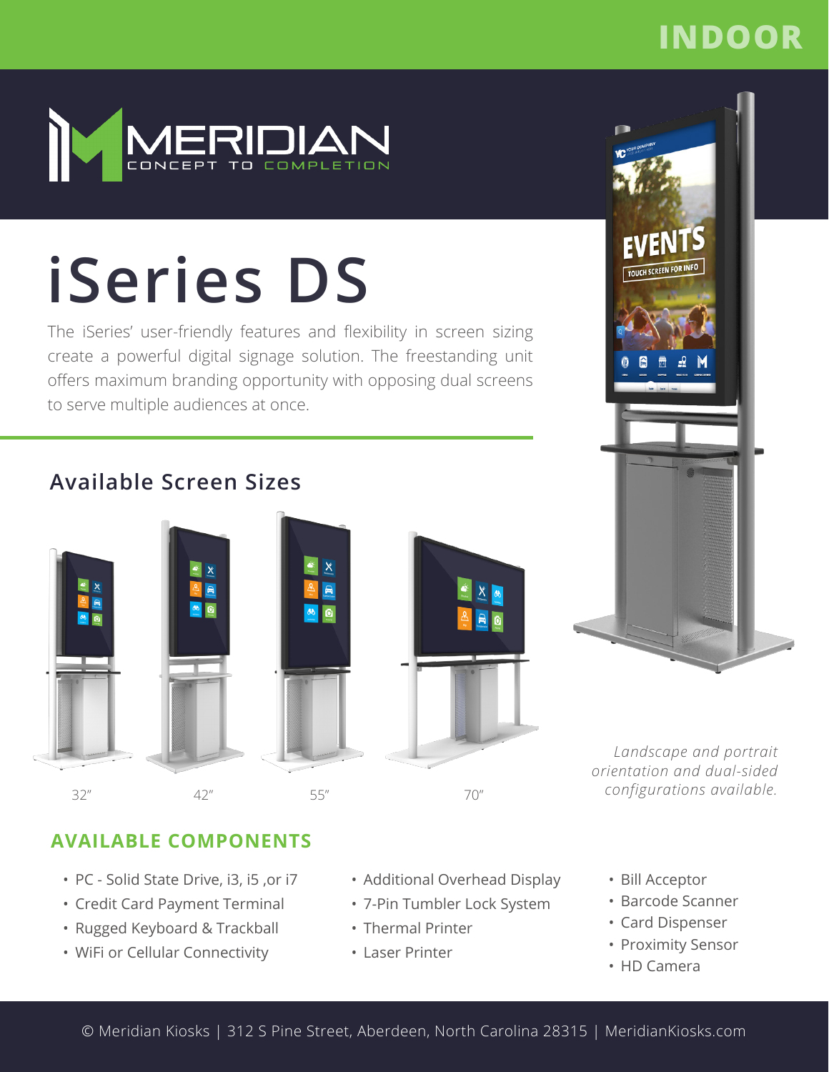INDOOR

MERIDIAN
CONCEPT TO COMPLETION

# iSeries DS

The iSeries' user-friendly features and flexibility in screen sizing create a powerful digital signage solution. The freestanding unit offers maximum branding opportunity with opposing dual screens to serve multiple audiences at once.

## Available Screen Sizes

32″ 42″ 55″ 70″

*Landscape and portrait orientation and dual-sided configurations available.*

## AVAILABLE COMPONENTS

- PC - Solid State Drive, i3, i5 ,or i7
- Credit Card Payment Terminal
- Rugged Keyboard & Trackball
- WiFi or Cellular Connectivity
- Additional Overhead Display
- 7-Pin Tumbler Lock System
- Thermal Printer
- Laser Printer
- Bill Acceptor
- Barcode Scanner
- Card Dispenser
- Proximity Sensor
- HD Camera

© Meridian Kiosks | 312 S Pine Street, Aberdeen, North Carolina 28315 | MeridianKiosks.com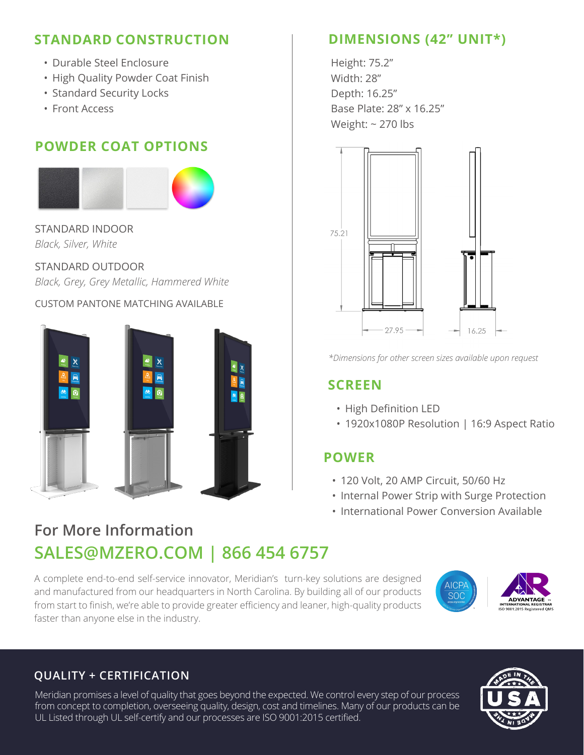## STANDARD CONSTRUCTION

- Durable Steel Enclosure
- High Quality Powder Coat Finish
- Standard Security Locks
- Front Access

## POWDER COAT OPTIONS

STANDARD INDOOR
*Black, Silver, White*

STANDARD OUTDOOR
*Black, Grey, Grey Metallic, Hammered White*

CUSTOM PANTONE MATCHING AVAILABLE

## DIMENSIONS (42" UNIT*)

Height: 75.2"
Width: 28"
Depth: 16.25"
Base Plate: 28" x 16.25"
Weight: ~ 270 lbs

75.21

27.95

16.25

*\*Dimensions for other screen sizes available upon request*

## SCREEN

- High Definition LED
- 1920x1080P Resolution | 16:9 Aspect Ratio

## POWER

- 120 Volt, 20 AMP Circuit, 50/60 Hz
- Internal Power Strip with Surge Protection
- International Power Conversion Available

## For More Information

## SALES@MZERO.COM | 866 454 6757

A complete end-to-end self-service innovator, Meridian's turn-key solutions are designed and manufactured from our headquarters in North Carolina. By building all of our products from start to finish, we're able to provide greater efficiency and leaner, high-quality products faster than anyone else in the industry.

AICPA SOC

ADVANTAGE INTERNATIONAL REGISTRAR ISO 9001:2015 Registered QMS

### QUALITY + CERTIFICATION

Meridian promises a level of quality that goes beyond the expected. We control every step of our process from concept to completion, overseeing quality, design, cost and timelines. Many of our products can be UL Listed through UL self-certify and our processes are ISO 9001:2015 certified.

MADE IN THE USA